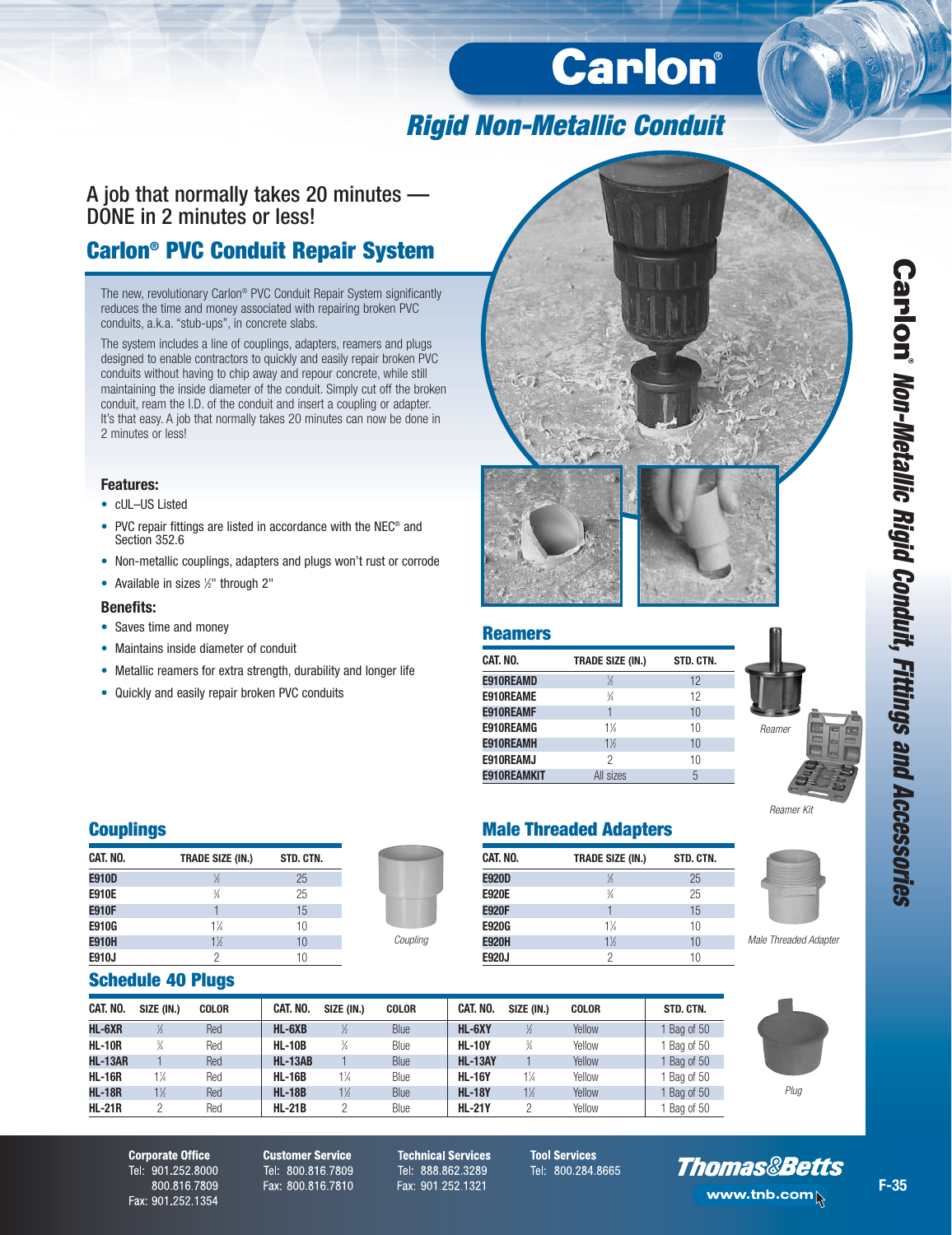# Carlon®

## Rigid Non-Metallic Conduit

A job that normally takes 20 minutes — DONE in 2 minutes or less!

## Carlon® PVC Conduit Repair System

The new, revolutionary Carlon® PVC Conduit Repair System significantly reduces the time and money associated with repairing broken PVC conduits, a.k.a. "stub-ups", in concrete slabs.

The system includes a line of couplings, adapters, reamers and plugs designed to enable contractors to quickly and easily repair broken PVC conduits without having to chip away and repour concrete, while still maintaining the inside diameter of the conduit. Simply cut off the broken conduit, ream the I.D. of the conduit and insert a coupling or adapter. It's that easy. A job that normally takes 20 minutes can now be done in 2 minutes or less!

### Features:

- cUL–US Listed
- PVC repair fittings are listed in accordance with the NEC® and Section 352.6
- Non-metallic couplings, adapters and plugs won't rust or corrode
- Available in sizes ½" through 2"

### Benefits:

- Saves time and money
- Maintains inside diameter of conduit
- Metallic reamers for extra strength, durability and longer life
- Quickly and easily repair broken PVC conduits

### Reamers

| CAT. NO. | TRADE SIZE (IN.) | STD. CTN. |
|---|---|---|
| E910REAMD | ½ | 12 |
| E910REAME | ¾ | 12 |
| E910REAMF | 1 | 10 |
| E910REAMG | 1¼ | 10 |
| E910REAMH | 1½ | 10 |
| E910REAMJ | 2 | 10 |
| E910REAMKIT | All sizes | 5 |

Reamer

Reamer Kit

### Couplings

| CAT. NO. | TRADE SIZE (IN.) | STD. CTN. |
|---|---|---|
| E910D | ½ | 25 |
| E910E | ¾ | 25 |
| E910F | 1 | 15 |
| E910G | 1¼ | 10 |
| E910H | 1½ | 10 |
| E910J | 2 | 10 |

Coupling

### Male Threaded Adapters

| CAT. NO. | TRADE SIZE (IN.) | STD. CTN. |
|---|---|---|
| E920D | ½ | 25 |
| E920E | ¾ | 25 |
| E920F | 1 | 15 |
| E920G | 1¼ | 10 |
| E920H | 1½ | 10 |
| E920J | 2 | 10 |

Male Threaded Adapter

### Schedule 40 Plugs

| CAT. NO. | SIZE (IN.) | COLOR | CAT. NO. | SIZE (IN.) | COLOR | CAT. NO. | SIZE (IN.) | COLOR | STD. CTN. |
|---|---|---|---|---|---|---|---|---|---|
| HL-6XR | ½ | Red | HL-6XB | ½ | Blue | HL-6XY | ½ | Yellow | 1 Bag of 50 |
| HL-10R | ¾ | Red | HL-10B | ¾ | Blue | HL-10Y | ¾ | Yellow | 1 Bag of 50 |
| HL-13AR | 1 | Red | HL-13AB | 1 | Blue | HL-13AY | 1 | Yellow | 1 Bag of 50 |
| HL-16R | 1¼ | Red | HL-16B | 1¼ | Blue | HL-16Y | 1¼ | Yellow | 1 Bag of 50 |
| HL-18R | 1½ | Red | HL-18B | 1½ | Blue | HL-18Y | 1½ | Yellow | 1 Bag of 50 |
| HL-21R | 2 | Red | HL-21B | 2 | Blue | HL-21Y | 2 | Yellow | 1 Bag of 50 |

Plug

**Corporate Office**
Tel: 901.252.8000
800.816.7809
Fax: 901.252.1354

**Customer Service**
Tel: 800.816.7809
Fax: 800.816.7810

**Technical Services**
Tel: 888.862.3289
Fax: 901.252.1321

**Tool Services**
Tel: 800.284.8665

Thomas&Betts
www.tnb.com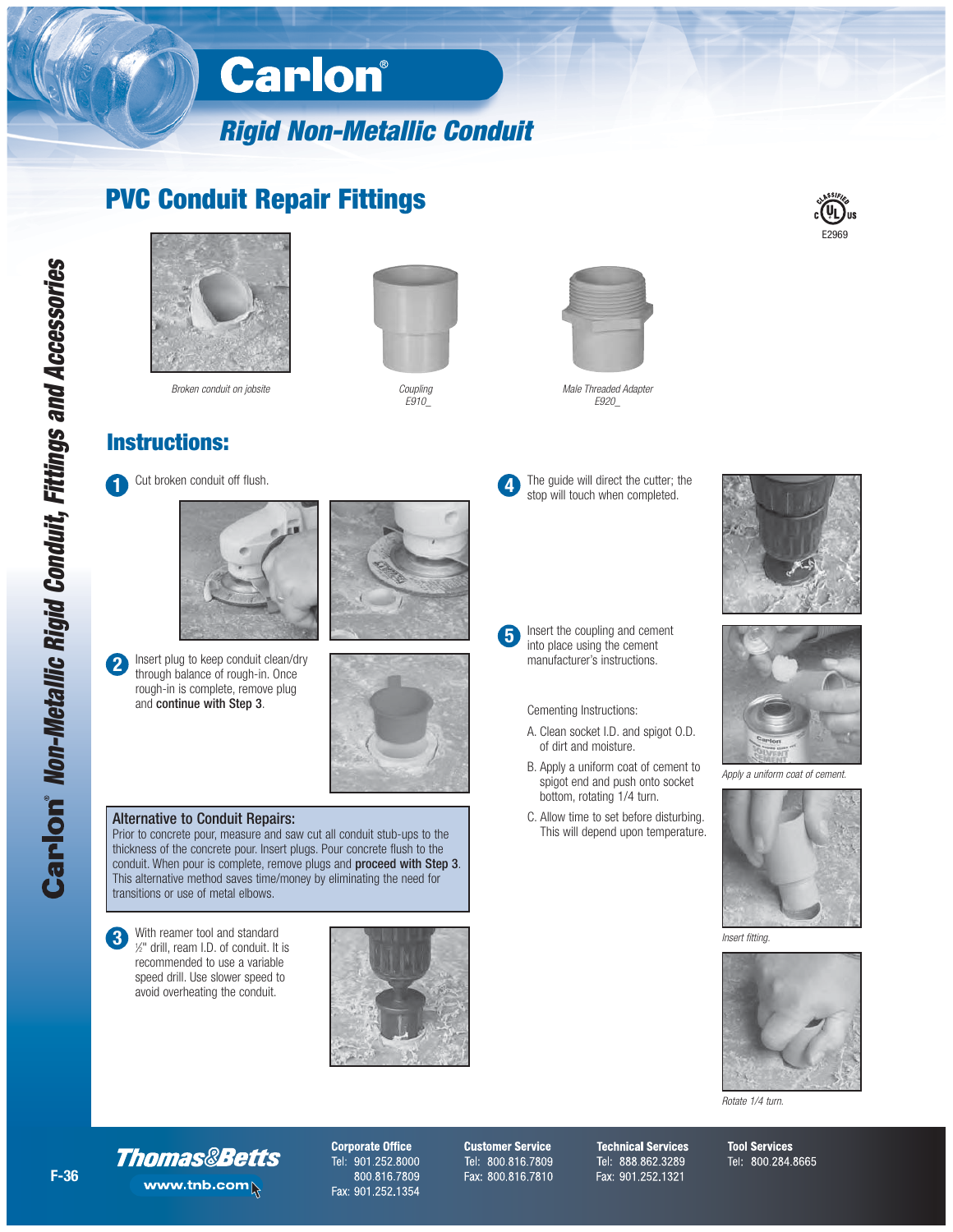# Carlon®

## Rigid Non-Metallic Conduit

## PVC Conduit Repair Fittings

E2969

Broken conduit on jobsite

Coupling
E910_

Male Threaded Adapter
E920_

## Instructions:

1. Cut broken conduit off flush.

2. Insert plug to keep conduit clean/dry through balance of rough-in. Once rough-in is complete, remove plug and **continue with Step 3**.

**Alternative to Conduit Repairs:**
Prior to concrete pour, measure and saw cut all conduit stub-ups to the thickness of the concrete pour. Insert plugs. Pour concrete flush to the conduit. When pour is complete, remove plugs and **proceed with Step 3**. This alternative method saves time/money by eliminating the need for transitions or use of metal elbows.

3. With reamer tool and standard ½" drill, ream I.D. of conduit. It is recommended to use a variable speed drill. Use slower speed to avoid overheating the conduit.

4. The guide will direct the cutter; the stop will touch when completed.

5. Insert the coupling and cement into place using the cement manufacturer's instructions.

Cementing Instructions:

A. Clean socket I.D. and spigot O.D. of dirt and moisture.

B. Apply a uniform coat of cement to spigot end and push onto socket bottom, rotating 1/4 turn.

C. Allow time to set before disturbing. This will depend upon temperature.

*Apply a uniform coat of cement.*

*Insert fitting.*

*Rotate 1/4 turn.*

Thomas&Betts
www.tnb.com

**Corporate Office**
Tel: 901.252.8000
800.816.7809
Fax: 901.252.1354

**Customer Service**
Tel: 800.816.7809
Fax: 800.816.7810

**Technical Services**
Tel: 888.862.3289
Fax: 901.252.1321

**Tool Services**
Tel: 800.284.8665